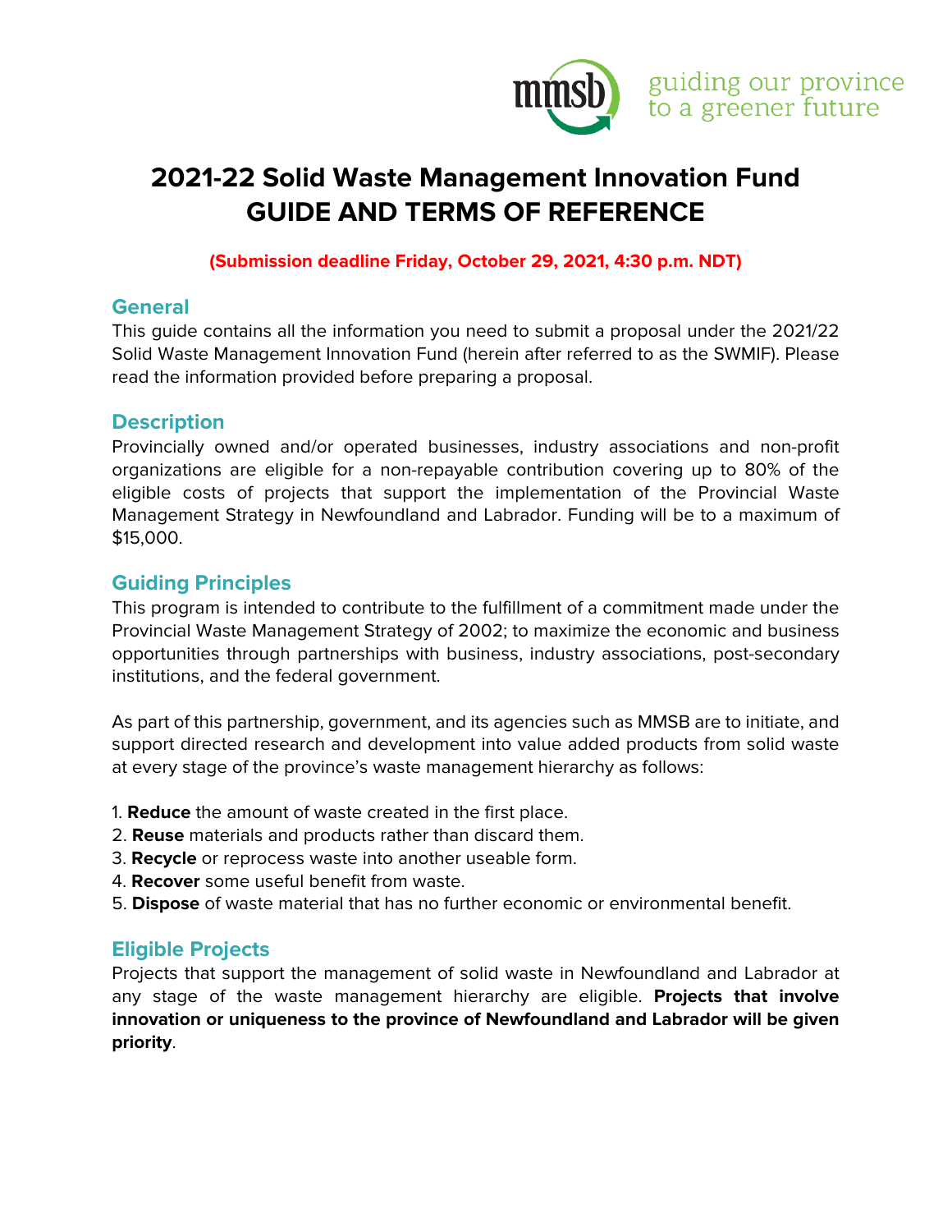mmsb guiding our province to a greener future

# 2021-22 Solid Waste Management Innovation Fund GUIDE AND TERMS OF REFERENCE

**(Submission deadline Friday, October 29, 2021, 4:30 p.m. NDT)**

## General

This guide contains all the information you need to submit a proposal under the 2021/22 Solid Waste Management Innovation Fund (herein after referred to as the SWMIF). Please read the information provided before preparing a proposal.

## Description

Provincially owned and/or operated businesses, industry associations and non-profit organizations are eligible for a non-repayable contribution covering up to 80% of the eligible costs of projects that support the implementation of the Provincial Waste Management Strategy in Newfoundland and Labrador. Funding will be to a maximum of $15,000.

## Guiding Principles

This program is intended to contribute to the fulfillment of a commitment made under the Provincial Waste Management Strategy of 2002; to maximize the economic and business opportunities through partnerships with business, industry associations, post-secondary institutions, and the federal government.

As part of this partnership, government, and its agencies such as MMSB are to initiate, and support directed research and development into value added products from solid waste at every stage of the province's waste management hierarchy as follows:

1. **Reduce** the amount of waste created in the first place.
2. **Reuse** materials and products rather than discard them.
3. **Recycle** or reprocess waste into another useable form.
4. **Recover** some useful benefit from waste.
5. **Dispose** of waste material that has no further economic or environmental benefit.

## Eligible Projects

Projects that support the management of solid waste in Newfoundland and Labrador at any stage of the waste management hierarchy are eligible. **Projects that involve innovation or uniqueness to the province of Newfoundland and Labrador will be given priority**.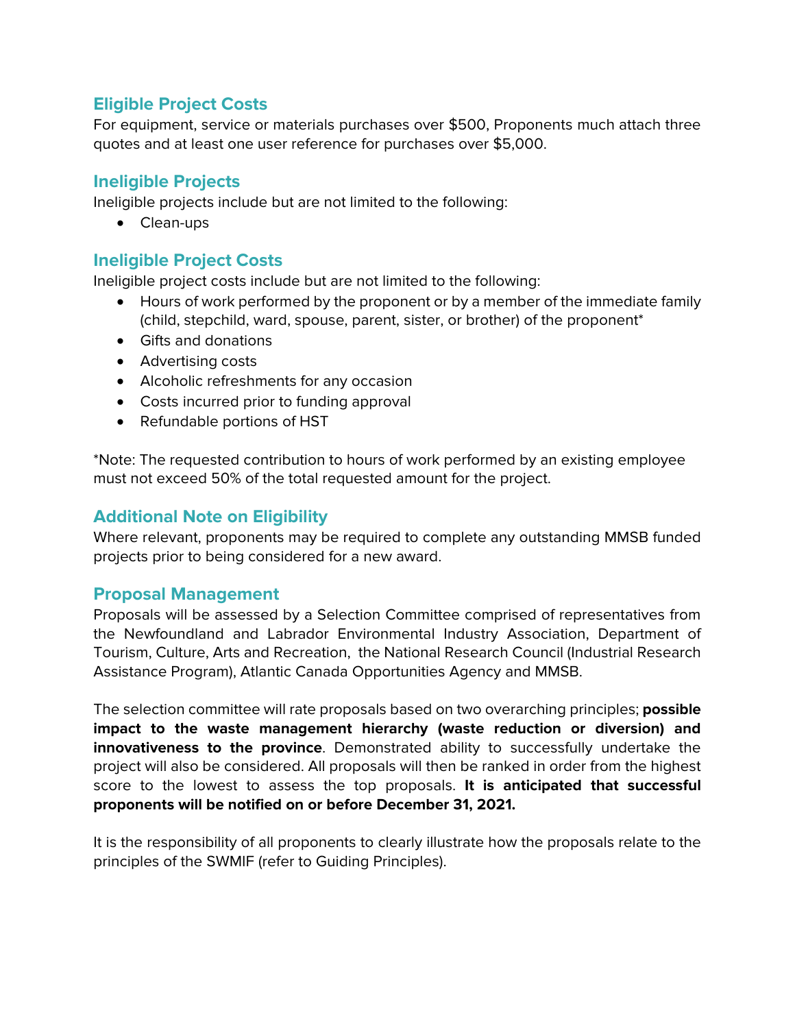## Eligible Project Costs

For equipment, service or materials purchases over $500, Proponents much attach three quotes and at least one user reference for purchases over $5,000.

## Ineligible Projects

Ineligible projects include but are not limited to the following:

- Clean-ups

## Ineligible Project Costs

Ineligible project costs include but are not limited to the following:

- Hours of work performed by the proponent or by a member of the immediate family (child, stepchild, ward, spouse, parent, sister, or brother) of the proponent*
- Gifts and donations
- Advertising costs
- Alcoholic refreshments for any occasion
- Costs incurred prior to funding approval
- Refundable portions of HST

*Note: The requested contribution to hours of work performed by an existing employee must not exceed 50% of the total requested amount for the project.

## Additional Note on Eligibility

Where relevant, proponents may be required to complete any outstanding MMSB funded projects prior to being considered for a new award.

## Proposal Management

Proposals will be assessed by a Selection Committee comprised of representatives from the Newfoundland and Labrador Environmental Industry Association, Department of Tourism, Culture, Arts and Recreation, the National Research Council (Industrial Research Assistance Program), Atlantic Canada Opportunities Agency and MMSB.

The selection committee will rate proposals based on two overarching principles; **possible impact to the waste management hierarchy (waste reduction or diversion) and innovativeness to the province**. Demonstrated ability to successfully undertake the project will also be considered. All proposals will then be ranked in order from the highest score to the lowest to assess the top proposals. **It is anticipated that successful proponents will be notified on or before December 31, 2021.**

It is the responsibility of all proponents to clearly illustrate how the proposals relate to the principles of the SWMIF (refer to Guiding Principles).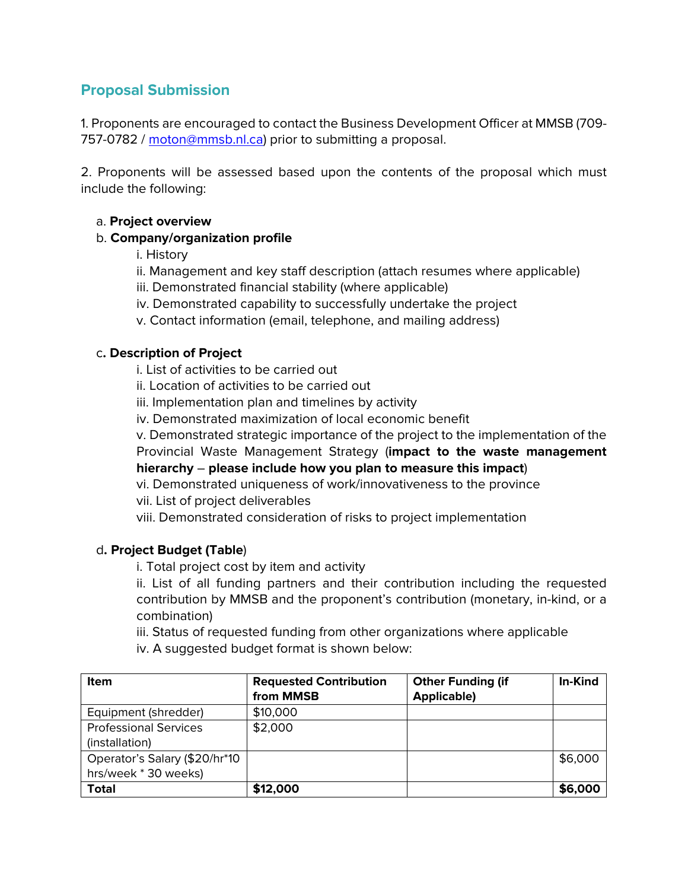## Proposal Submission

1. Proponents are encouraged to contact the Business Development Officer at MMSB (709-757-0782 / [moton@mmsb.nl.ca](mailto:moton@mmsb.nl.ca)) prior to submitting a proposal.

2. Proponents will be assessed based upon the contents of the proposal which must include the following:

   a. **Project overview**

   b. **Company/organization profile**

      i. History

      ii. Management and key staff description (attach resumes where applicable)

      iii. Demonstrated financial stability (where applicable)

      iv. Demonstrated capability to successfully undertake the project

      v. Contact information (email, telephone, and mailing address)

   c**. Description of Project**

      i. List of activities to be carried out

      ii. Location of activities to be carried out

      iii. Implementation plan and timelines by activity

      iv. Demonstrated maximization of local economic benefit

      v. Demonstrated strategic importance of the project to the implementation of the Provincial Waste Management Strategy (**impact to the waste management hierarchy – please include how you plan to measure this impact**)

      vi. Demonstrated uniqueness of work/innovativeness to the province

      vii. List of project deliverables

      viii. Demonstrated consideration of risks to project implementation

   d**. Project Budget (Table**)

      i. Total project cost by item and activity

      ii. List of all funding partners and their contribution including the requested contribution by MMSB and the proponent's contribution (monetary, in-kind, or a combination)

      iii. Status of requested funding from other organizations where applicable

      iv. A suggested budget format is shown below:

| Item | Requested Contribution from MMSB | Other Funding (if Applicable) | In-Kind |
|---|---|---|---|
| Equipment (shredder) | $10,000 | | |
| Professional Services (installation) | $2,000 | | |
| Operator's Salary ($20/hr*10 hrs/week * 30 weeks) | | | $6,000 |
| **Total** | **$12,000** | | **$6,000** |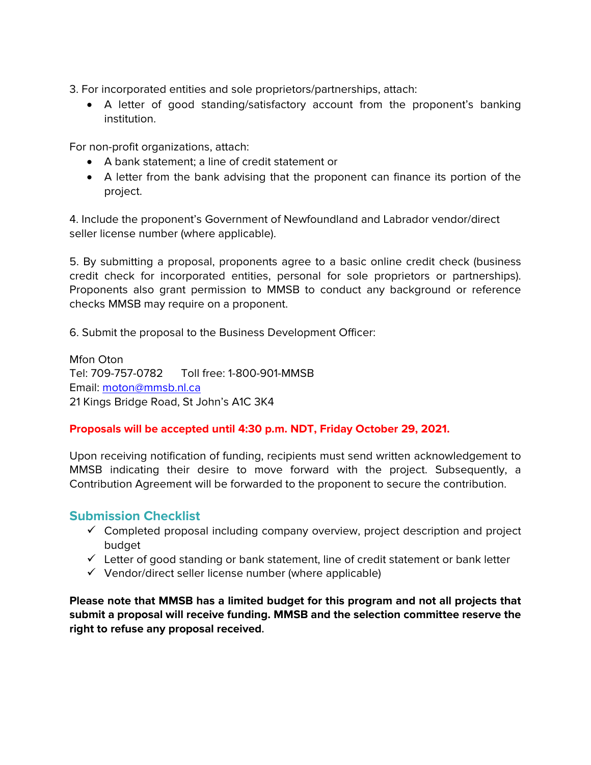3. For incorporated entities and sole proprietors/partnerships, attach:

- A letter of good standing/satisfactory account from the proponent's banking institution.

For non-profit organizations, attach:

- A bank statement; a line of credit statement or
- A letter from the bank advising that the proponent can finance its portion of the project.

4. Include the proponent's Government of Newfoundland and Labrador vendor/direct seller license number (where applicable).

5. By submitting a proposal, proponents agree to a basic online credit check (business credit check for incorporated entities, personal for sole proprietors or partnerships). Proponents also grant permission to MMSB to conduct any background or reference checks MMSB may require on a proponent.

6. Submit the proposal to the Business Development Officer:

Mfon Oton
Tel: 709-757-0782 Toll free: 1-800-901-MMSB
Email: moton@mmsb.nl.ca
21 Kings Bridge Road, St John's A1C 3K4

**Proposals will be accepted until 4:30 p.m. NDT, Friday October 29, 2021.**

Upon receiving notification of funding, recipients must send written acknowledgement to MMSB indicating their desire to move forward with the project. Subsequently, a Contribution Agreement will be forwarded to the proponent to secure the contribution.

## Submission Checklist

- ✓ Completed proposal including company overview, project description and project budget
- ✓ Letter of good standing or bank statement, line of credit statement or bank letter
- ✓ Vendor/direct seller license number (where applicable)

**Please note that MMSB has a limited budget for this program and not all projects that submit a proposal will receive funding. MMSB and the selection committee reserve the right to refuse any proposal received.**